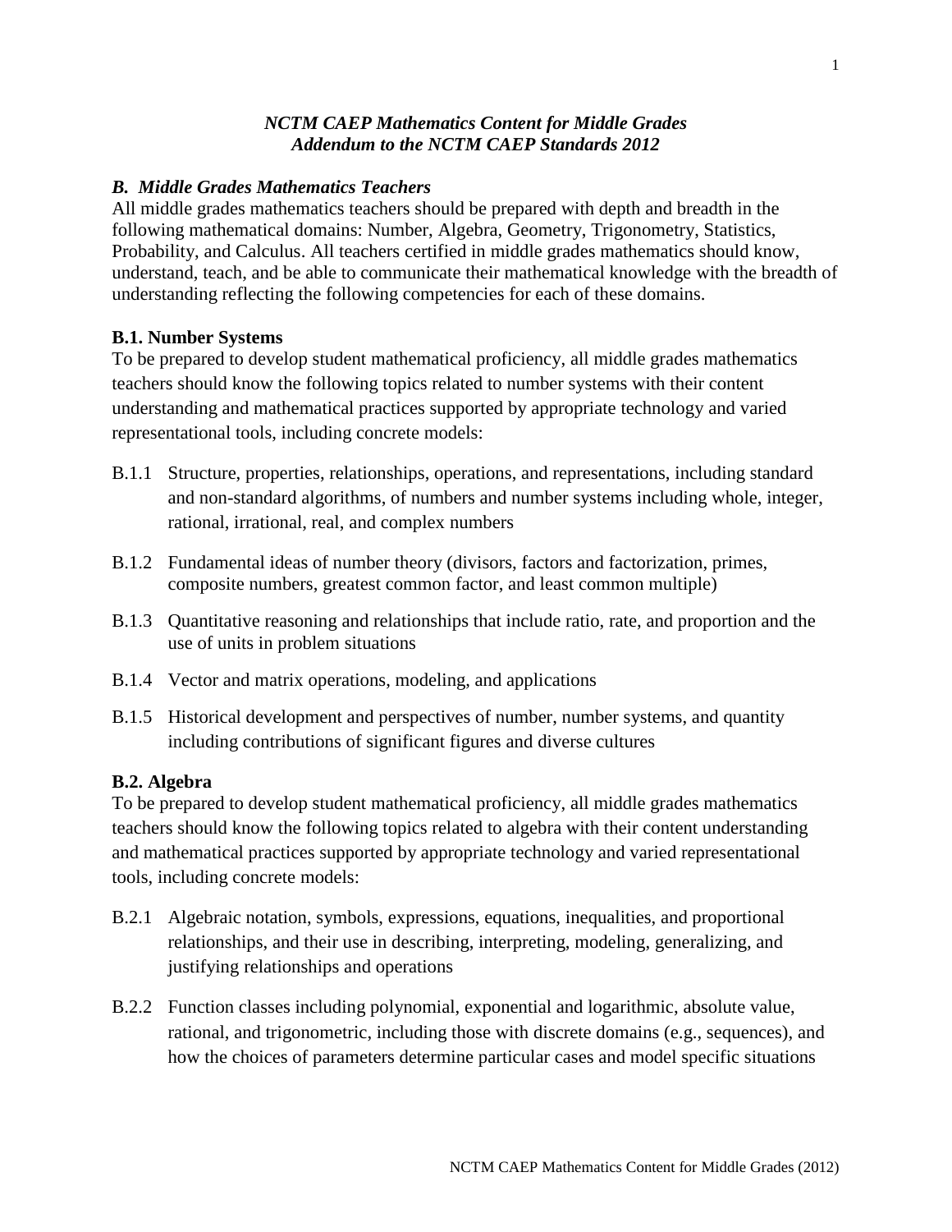***NCTM CAEP Mathematics Content for Middle Grades***
***Addendum to the NCTM CAEP Standards 2012***

### *B. Middle Grades Mathematics Teachers*

All middle grades mathematics teachers should be prepared with depth and breadth in the following mathematical domains: Number, Algebra, Geometry, Trigonometry, Statistics, Probability, and Calculus. All teachers certified in middle grades mathematics should know, understand, teach, and be able to communicate their mathematical knowledge with the breadth of understanding reflecting the following competencies for each of these domains.

#### B.1. Number Systems

To be prepared to develop student mathematical proficiency, all middle grades mathematics teachers should know the following topics related to number systems with their content understanding and mathematical practices supported by appropriate technology and varied representational tools, including concrete models:

- B.1.1 Structure, properties, relationships, operations, and representations, including standard and non-standard algorithms, of numbers and number systems including whole, integer, rational, irrational, real, and complex numbers
- B.1.2 Fundamental ideas of number theory (divisors, factors and factorization, primes, composite numbers, greatest common factor, and least common multiple)
- B.1.3 Quantitative reasoning and relationships that include ratio, rate, and proportion and the use of units in problem situations
- B.1.4 Vector and matrix operations, modeling, and applications
- B.1.5 Historical development and perspectives of number, number systems, and quantity including contributions of significant figures and diverse cultures

#### B.2. Algebra

To be prepared to develop student mathematical proficiency, all middle grades mathematics teachers should know the following topics related to algebra with their content understanding and mathematical practices supported by appropriate technology and varied representational tools, including concrete models:

- B.2.1 Algebraic notation, symbols, expressions, equations, inequalities, and proportional relationships, and their use in describing, interpreting, modeling, generalizing, and justifying relationships and operations
- B.2.2 Function classes including polynomial, exponential and logarithmic, absolute value, rational, and trigonometric, including those with discrete domains (e.g., sequences), and how the choices of parameters determine particular cases and model specific situations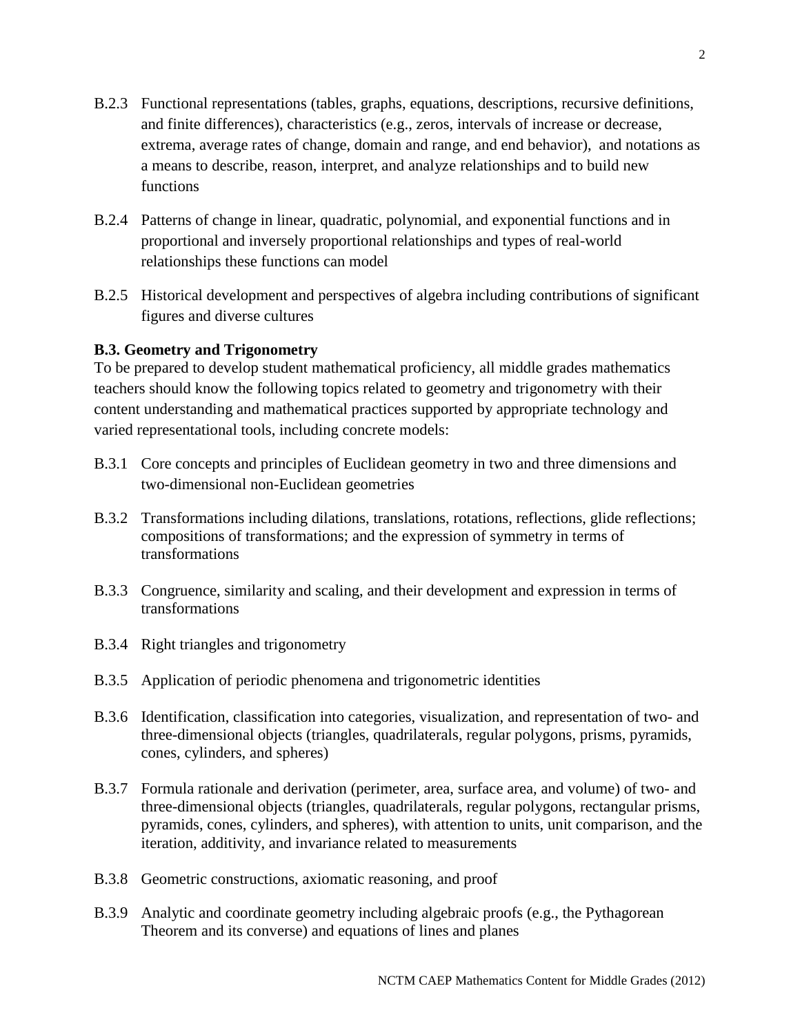B.2.3 Functional representations (tables, graphs, equations, descriptions, recursive definitions, and finite differences), characteristics (e.g., zeros, intervals of increase or decrease, extrema, average rates of change, domain and range, and end behavior), and notations as a means to describe, reason, interpret, and analyze relationships and to build new functions

B.2.4 Patterns of change in linear, quadratic, polynomial, and exponential functions and in proportional and inversely proportional relationships and types of real-world relationships these functions can model

B.2.5 Historical development and perspectives of algebra including contributions of significant figures and diverse cultures

**B.3. Geometry and Trigonometry**

To be prepared to develop student mathematical proficiency, all middle grades mathematics teachers should know the following topics related to geometry and trigonometry with their content understanding and mathematical practices supported by appropriate technology and varied representational tools, including concrete models:

B.3.1 Core concepts and principles of Euclidean geometry in two and three dimensions and two-dimensional non-Euclidean geometries

B.3.2 Transformations including dilations, translations, rotations, reflections, glide reflections; compositions of transformations; and the expression of symmetry in terms of transformations

B.3.3 Congruence, similarity and scaling, and their development and expression in terms of transformations

B.3.4 Right triangles and trigonometry

B.3.5 Application of periodic phenomena and trigonometric identities

B.3.6 Identification, classification into categories, visualization, and representation of two- and three-dimensional objects (triangles, quadrilaterals, regular polygons, prisms, pyramids, cones, cylinders, and spheres)

B.3.7 Formula rationale and derivation (perimeter, area, surface area, and volume) of two- and three-dimensional objects (triangles, quadrilaterals, regular polygons, rectangular prisms, pyramids, cones, cylinders, and spheres), with attention to units, unit comparison, and the iteration, additivity, and invariance related to measurements

B.3.8 Geometric constructions, axiomatic reasoning, and proof

B.3.9 Analytic and coordinate geometry including algebraic proofs (e.g., the Pythagorean Theorem and its converse) and equations of lines and planes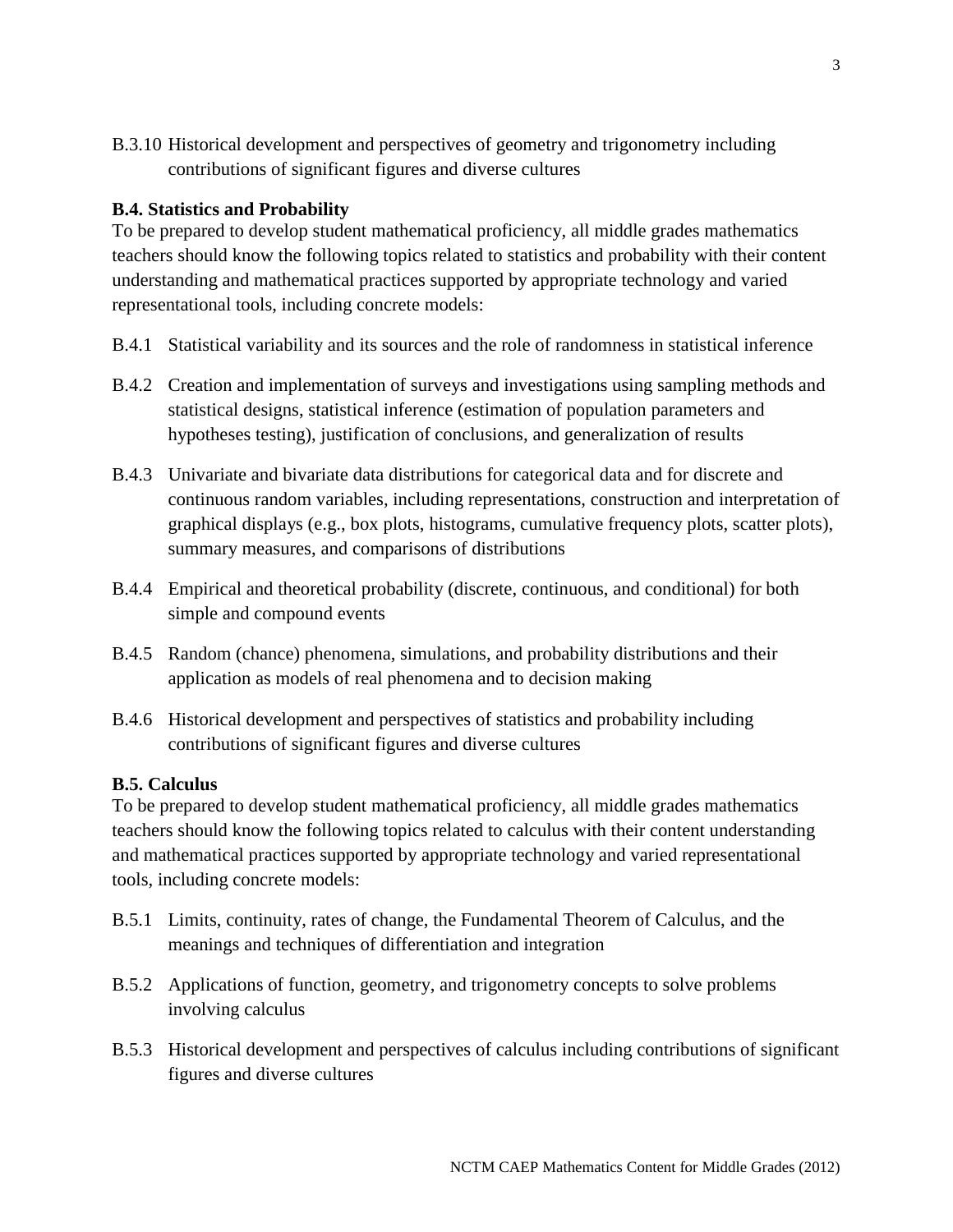B.3.10 Historical development and perspectives of geometry and trigonometry including contributions of significant figures and diverse cultures

**B.4. Statistics and Probability**

To be prepared to develop student mathematical proficiency, all middle grades mathematics teachers should know the following topics related to statistics and probability with their content understanding and mathematical practices supported by appropriate technology and varied representational tools, including concrete models:

B.4.1 Statistical variability and its sources and the role of randomness in statistical inference

B.4.2 Creation and implementation of surveys and investigations using sampling methods and statistical designs, statistical inference (estimation of population parameters and hypotheses testing), justification of conclusions, and generalization of results

B.4.3 Univariate and bivariate data distributions for categorical data and for discrete and continuous random variables, including representations, construction and interpretation of graphical displays (e.g., box plots, histograms, cumulative frequency plots, scatter plots), summary measures, and comparisons of distributions

B.4.4 Empirical and theoretical probability (discrete, continuous, and conditional) for both simple and compound events

B.4.5 Random (chance) phenomena, simulations, and probability distributions and their application as models of real phenomena and to decision making

B.4.6 Historical development and perspectives of statistics and probability including contributions of significant figures and diverse cultures

**B.5. Calculus**

To be prepared to develop student mathematical proficiency, all middle grades mathematics teachers should know the following topics related to calculus with their content understanding and mathematical practices supported by appropriate technology and varied representational tools, including concrete models:

B.5.1 Limits, continuity, rates of change, the Fundamental Theorem of Calculus, and the meanings and techniques of differentiation and integration

B.5.2 Applications of function, geometry, and trigonometry concepts to solve problems involving calculus

B.5.3 Historical development and perspectives of calculus including contributions of significant figures and diverse cultures